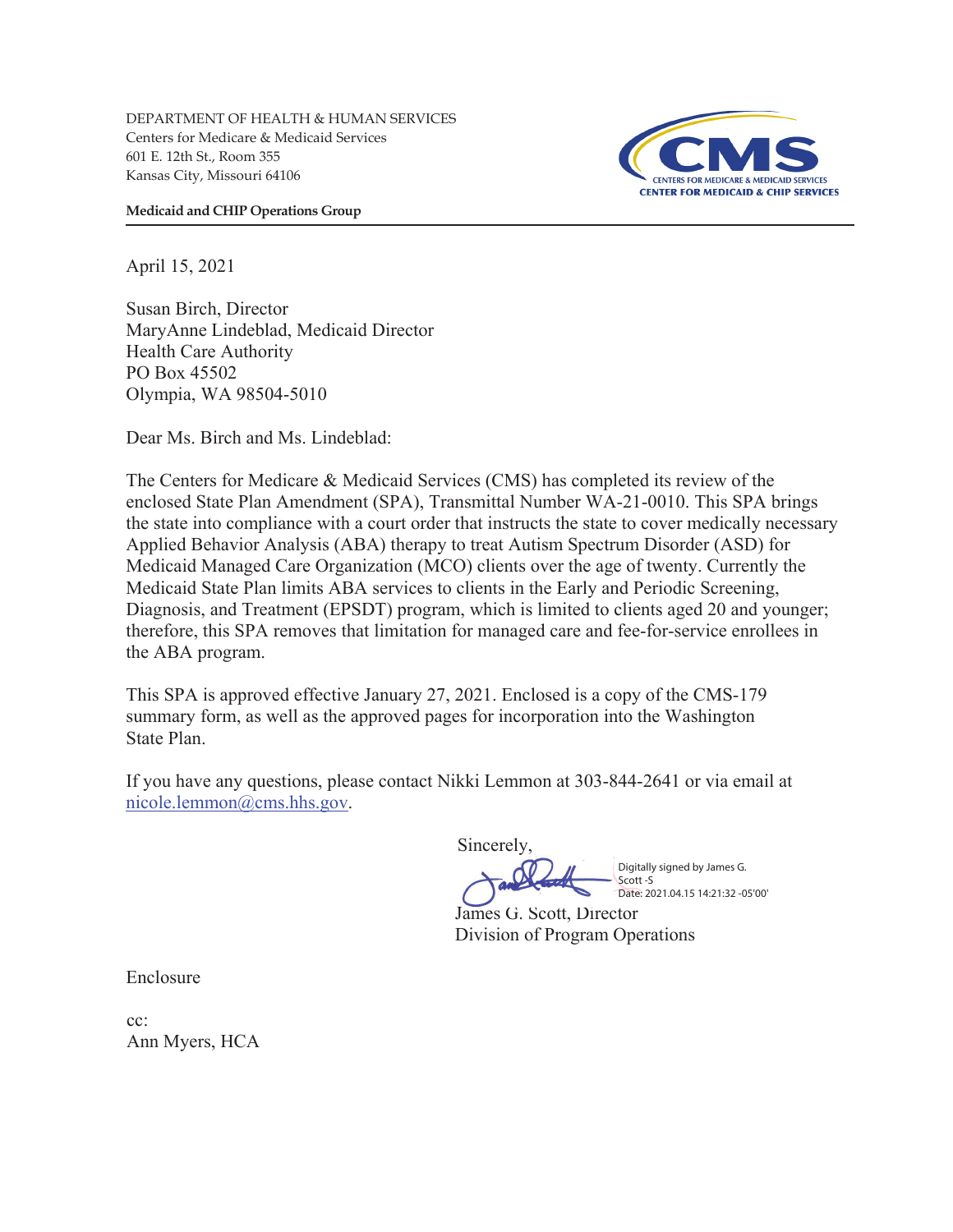DEPARTMENT OF HEALTH & HUMAN SERVICES
Centers for Medicare & Medicaid Services
601 E. 12th St., Room 355
Kansas City, Missouri 64106

CMS
CENTERS FOR MEDICARE & MEDICAID SERVICES
CENTER FOR MEDICAID & CHIP SERVICES

**Medicaid and CHIP Operations Group**

April 15, 2021

Susan Birch, Director
MaryAnne Lindeblad, Medicaid Director
Health Care Authority
PO Box 45502
Olympia, WA 98504-5010

Dear Ms. Birch and Ms. Lindeblad:

The Centers for Medicare & Medicaid Services (CMS) has completed its review of the enclosed State Plan Amendment (SPA), Transmittal Number WA-21-0010. This SPA brings the state into compliance with a court order that instructs the state to cover medically necessary Applied Behavior Analysis (ABA) therapy to treat Autism Spectrum Disorder (ASD) for Medicaid Managed Care Organization (MCO) clients over the age of twenty. Currently the Medicaid State Plan limits ABA services to clients in the Early and Periodic Screening, Diagnosis, and Treatment (EPSDT) program, which is limited to clients aged 20 and younger; therefore, this SPA removes that limitation for managed care and fee-for-service enrollees in the ABA program.

This SPA is approved effective January 27, 2021. Enclosed is a copy of the CMS-179 summary form, as well as the approved pages for incorporation into the Washington State Plan.

If you have any questions, please contact Nikki Lemmon at 303-844-2641 or via email at nicole.lemmon@cms.hhs.gov.

Sincerely,

Digitally signed by James G. Scott -S
Date: 2021.04.15 14:21:32 -05'00'

James G. Scott, Director
Division of Program Operations

Enclosure

cc:
Ann Myers, HCA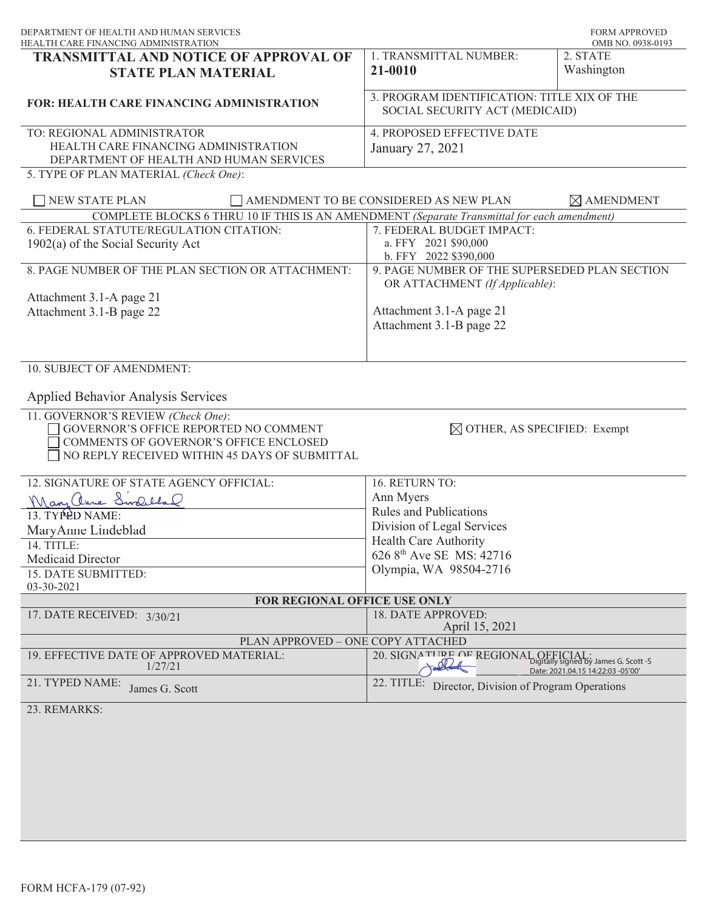DEPARTMENT OF HEALTH AND HUMAN SERVICES
HEALTH CARE FINANCING ADMINISTRATION

FORM APPROVED
OMB NO. 0938-0193

# TRANSMITTAL AND NOTICE OF APPROVAL OF STATE PLAN MATERIAL

**FOR: HEALTH CARE FINANCING ADMINISTRATION**

| | | |
|---|---|---|
| | 1. TRANSMITTAL NUMBER: **21-0010** | 2. STATE Washington |
| | 3. PROGRAM IDENTIFICATION: TITLE XIX OF THE SOCIAL SECURITY ACT (MEDICAID) | |
| TO: REGIONAL ADMINISTRATOR HEALTH CARE FINANCING ADMINISTRATION DEPARTMENT OF HEALTH AND HUMAN SERVICES | 4. PROPOSED EFFECTIVE DATE January 27, 2021 | |

5. TYPE OF PLAN MATERIAL *(Check One)*:

☐ NEW STATE PLAN ☐ AMENDMENT TO BE CONSIDERED AS NEW PLAN ☒ AMENDMENT

COMPLETE BLOCKS 6 THRU 10 IF THIS IS AN AMENDMENT *(Separate Transmittal for each amendment)*

| | |
|---|---|
| 6. FEDERAL STATUTE/REGULATION CITATION: 1902(a) of the Social Security Act | 7. FEDERAL BUDGET IMPACT: a. FFY 2021 $90,000 b. FFY 2022 $390,000 |
| 8. PAGE NUMBER OF THE PLAN SECTION OR ATTACHMENT: Attachment 3.1-A page 21 Attachment 3.1-B page 22 | 9. PAGE NUMBER OF THE SUPERSEDED PLAN SECTION OR ATTACHMENT *(If Applicable)*: Attachment 3.1-A page 21 Attachment 3.1-B page 22 |

10. SUBJECT OF AMENDMENT:

Applied Behavior Analysis Services

11. GOVERNOR'S REVIEW *(Check One)*:

☐ GOVERNOR'S OFFICE REPORTED NO COMMENT
☐ COMMENTS OF GOVERNOR'S OFFICE ENCLOSED
☐ NO REPLY RECEIVED WITHIN 45 DAYS OF SUBMITTAL
☒ OTHER, AS SPECIFIED: Exempt

| | |
|---|---|
| 12. SIGNATURE OF STATE AGENCY OFFICIAL: *MaryAnne Lindeblad* | 16. RETURN TO: Ann Myers Rules and Publications Division of Legal Services Health Care Authority 626 8th Ave SE MS: 42716 Olympia, WA 98504-2716 |
| 13. TYPED NAME: MaryAnne Lindeblad | |
| 14. TITLE: Medicaid Director | |
| 15. DATE SUBMITTED: 03-30-2021 | |

**FOR REGIONAL OFFICE USE ONLY**

| | |
|---|---|
| 17. DATE RECEIVED: 3/30/21 | 18. DATE APPROVED: April 15, 2021 |

PLAN APPROVED – ONE COPY ATTACHED

| | |
|---|---|
| 19. EFFECTIVE DATE OF APPROVED MATERIAL: 1/27/21 | 20. SIGNATURE OF REGIONAL OFFICIAL: Digitally signed by James G. Scott -S Date: 2021.04.15 14:22:03 -05'00' |
| 21. TYPED NAME: James G. Scott | 22. TITLE: Director, Division of Program Operations |

23. REMARKS:

FORM HCFA-179 (07-92)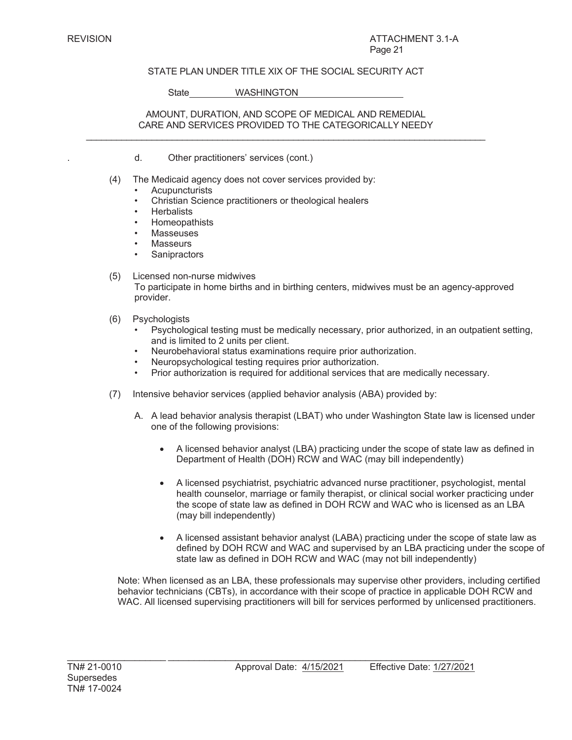REVISION ATTACHMENT 3.1-A

STATE PLAN UNDER TITLE XIX OF THE SOCIAL SECURITY ACT

State WASHINGTON

AMOUNT, DURATION, AND SCOPE OF MEDICAL AND REMEDIAL CARE AND SERVICES PROVIDED TO THE CATEGORICALLY NEEDY

---

d. Other practitioners' services (cont.)

(4) The Medicaid agency does not cover services provided by:
- Acupuncturists
- Christian Science practitioners or theological healers
- Herbalists
- Homeopathists
- Masseuses
- Masseurs
- Sanipractors

(5) Licensed non-nurse midwives
To participate in home births and in birthing centers, midwives must be an agency-approved provider.

(6) Psychologists
- Psychological testing must be medically necessary, prior authorized, in an outpatient setting, and is limited to 2 units per client.
- Neurobehavioral status examinations require prior authorization.
- Neuropsychological testing requires prior authorization.
- Prior authorization is required for additional services that are medically necessary.

(7) Intensive behavior services (applied behavior analysis (ABA) provided by:

A. A lead behavior analysis therapist (LBAT) who under Washington State law is licensed under one of the following provisions:

- A licensed behavior analyst (LBA) practicing under the scope of state law as defined in Department of Health (DOH) RCW and WAC (may bill independently)

- A licensed psychiatrist, psychiatric advanced nurse practitioner, psychologist, mental health counselor, marriage or family therapist, or clinical social worker practicing under the scope of state law as defined in DOH RCW and WAC who is licensed as an LBA (may bill independently)

- A licensed assistant behavior analyst (LABA) practicing under the scope of state law as defined by DOH RCW and WAC and supervised by an LBA practicing under the scope of state law as defined in DOH RCW and WAC (may not bill independently)

Note: When licensed as an LBA, these professionals may supervise other providers, including certified behavior technicians (CBTs), in accordance with their scope of practice in applicable DOH RCW and WAC. All licensed supervising practitioners will bill for services performed by unlicensed practitioners.

TN# 21-0010 Approval Date: 4/15/2021 Effective Date: 1/27/2021
Supersedes
TN# 17-0024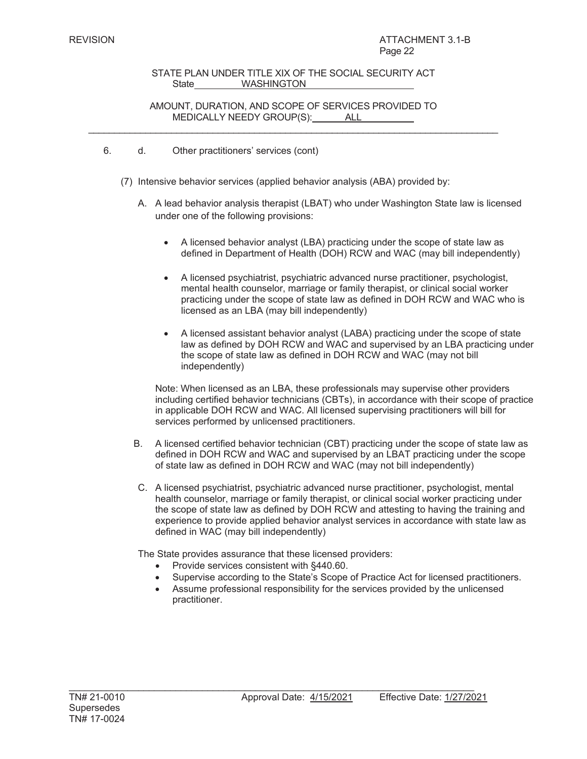REVISION

ATTACHMENT 3.1-B
Page 22

STATE PLAN UNDER TITLE XIX OF THE SOCIAL SECURITY ACT
State WASHINGTON

AMOUNT, DURATION, AND SCOPE OF SERVICES PROVIDED TO
MEDICALLY NEEDY GROUP(S): ALL

6. d. Other practitioners' services (cont)

(7) Intensive behavior services (applied behavior analysis (ABA) provided by:

A. A lead behavior analysis therapist (LBAT) who under Washington State law is licensed under one of the following provisions:

- A licensed behavior analyst (LBA) practicing under the scope of state law as defined in Department of Health (DOH) RCW and WAC (may bill independently)
- A licensed psychiatrist, psychiatric advanced nurse practitioner, psychologist, mental health counselor, marriage or family therapist, or clinical social worker practicing under the scope of state law as defined in DOH RCW and WAC who is licensed as an LBA (may bill independently)
- A licensed assistant behavior analyst (LABA) practicing under the scope of state law as defined by DOH RCW and WAC and supervised by an LBA practicing under the scope of state law as defined in DOH RCW and WAC (may not bill independently)

Note: When licensed as an LBA, these professionals may supervise other providers including certified behavior technicians (CBTs), in accordance with their scope of practice in applicable DOH RCW and WAC. All licensed supervising practitioners will bill for services performed by unlicensed practitioners.

B. A licensed certified behavior technician (CBT) practicing under the scope of state law as defined in DOH RCW and WAC and supervised by an LBAT practicing under the scope of state law as defined in DOH RCW and WAC (may not bill independently)

C. A licensed psychiatrist, psychiatric advanced nurse practitioner, psychologist, mental health counselor, marriage or family therapist, or clinical social worker practicing under the scope of state law as defined by DOH RCW and attesting to having the training and experience to provide applied behavior analyst services in accordance with state law as defined in WAC (may bill independently)

The State provides assurance that these licensed providers:

- Provide services consistent with §440.60.
- Supervise according to the State's Scope of Practice Act for licensed practitioners.
- Assume professional responsibility for the services provided by the unlicensed practitioner.

TN# 21-0010 Approval Date: 4/15/2021 Effective Date: 1/27/2021
Supersedes
TN# 17-0024